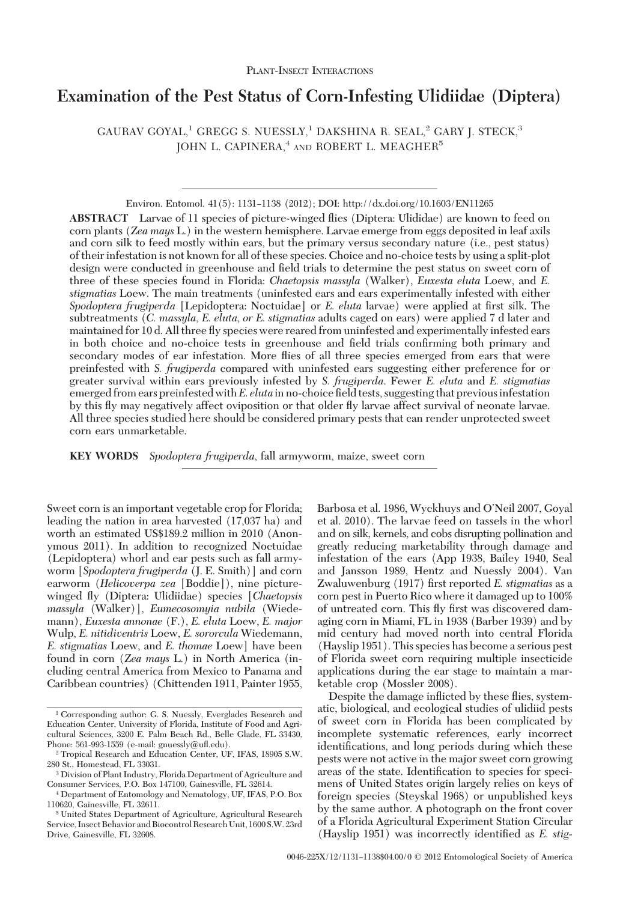Plant-Insect Interactions

# Examination of the Pest Status of Corn-Infesting Ulidiidae (Diptera)

GAURAV GOYAL,[1] GREGG S. NUESSLY,[1] DAKSHINA R. SEAL,[2] GARY J. STECK,[3] JOHN L. CAPINERA,[4] AND ROBERT L. MEAGHER[5]

Environ. Entomol. 41(5): 1131–1138 (2012); DOI: http://dx.doi.org/10.1603/EN11265

**ABSTRACT** Larvae of 11 species of picture-winged flies (Diptera: Ulididae) are known to feed on corn plants (*Zea mays* L.) in the western hemisphere. Larvae emerge from eggs deposited in leaf axils and corn silk to feed mostly within ears, but the primary versus secondary nature (i.e., pest status) of their infestation is not known for all of these species. Choice and no-choice tests by using a split-plot design were conducted in greenhouse and field trials to determine the pest status on sweet corn of three of these species found in Florida: *Chaetopsis massyla* (Walker), *Euxesta eluta* Loew, and *E. stigmatias* Loew. The main treatments (uninfested ears and ears experimentally infested with either *Spodoptera frugiperda* [Lepidoptera: Noctuidae] or *E. eluta* larvae) were applied at first silk. The subtreatments (*C. massyla*, *E. eluta*, or *E. stigmatias* adults caged on ears) were applied 7 d later and maintained for 10 d. All three fly species were reared from uninfested and experimentally infested ears in both choice and no-choice tests in greenhouse and field trials confirming both primary and secondary modes of ear infestation. More flies of all three species emerged from ears that were preinfested with *S. frugiperda* compared with uninfested ears suggesting either preference for or greater survival within ears previously infested by *S. frugiperda*. Fewer *E. eluta* and *E. stigmatias* emerged from ears preinfested with *E. eluta* in no-choice field tests, suggesting that previous infestation by this fly may negatively affect oviposition or that older fly larvae affect survival of neonate larvae. All three species studied here should be considered primary pests that can render unprotected sweet corn ears unmarketable.

**KEY WORDS** *Spodoptera frugiperda*, fall armyworm, maize, sweet corn

Sweet corn is an important vegetable crop for Florida; leading the nation in area harvested (17,037 ha) and worth an estimated US$189.2 million in 2010 (Anonymous 2011). In addition to recognized Noctuidae (Lepidoptera) whorl and ear pests such as fall armyworm [*Spodoptera frugiperda* (J. E. Smith)] and corn earworm (*Helicoverpa zea* [Boddie]), nine picture-winged fly (Diptera: Ulidiidae) species [*Chaetopsis massyla* (Walker)], *Eumecosomyia nubila* (Wiedemann), *Euxesta annonae* (F.), *E. eluta* Loew, *E. major* Wulp, *E. nitidiventris* Loew, *E. sororcula* Wiedemann, *E. stigmatias* Loew, and *E. thomae* Loew] have been found in corn (*Zea mays* L.) in North America (including central America from Mexico to Panama and Caribbean countries) (Chittenden 1911, Painter 1955, Barbosa et al. 1986, Wyckhuys and O'Neil 2007, Goyal et al. 2010). The larvae feed on tassels in the whorl and on silk, kernels, and cobs disrupting pollination and greatly reducing marketability through damage and infestation of the ears (App 1938, Bailey 1940, Seal and Jansson 1989, Hentz and Nuessly 2004). Van Zwaluwenburg (1917) first reported *E. stigmatias* as a corn pest in Puerto Rico where it damaged up to 100% of untreated corn. This fly first was discovered damaging corn in Miami, FL in 1938 (Barber 1939) and by mid century had moved north into central Florida (Hayslip 1951). This species has become a serious pest of Florida sweet corn requiring multiple insecticide applications during the ear stage to maintain a marketable crop (Mossler 2008).

Despite the damage inflicted by these flies, systematic, biological, and ecological studies of ulidiid pests of sweet corn in Florida has been complicated by incomplete systematic references, early incorrect identifications, and long periods during which these pests were not active in the major sweet corn growing areas of the state. Identification to species for specimens of United States origin largely relies on keys of foreign species (Steyskal 1968) or unpublished keys by the same author. A photograph on the front cover of a Florida Agricultural Experiment Station Circular (Hayslip 1951) was incorrectly identified as *E. stig-*

[1] Corresponding author: G. S. Nuessly, Everglades Research and Education Center, University of Florida, Institute of Food and Agricultural Sciences, 3200 E. Palm Beach Rd., Belle Glade, FL 33430, Phone: 561-993-1559 (e-mail: gnuessly@ufl.edu).

[2] Tropical Research and Education Center, UF, IFAS, 18905 S.W. 280 St., Homestead, FL 33031.

[3] Division of Plant Industry, Florida Department of Agriculture and Consumer Services, P.O. Box 147100, Gainesville, FL 32614.

[4] Department of Entomology and Nematology, UF, IFAS, P.O. Box 110620, Gainesville, FL 32611.

[5] United States Department of Agriculture, Agricultural Research Service, Insect Behavior and Biocontrol Research Unit, 1600 S.W. 23rd Drive, Gainesville, FL 32608.

0046-225X/12/1131–1138$04.00/0 © 2012 Entomological Society of America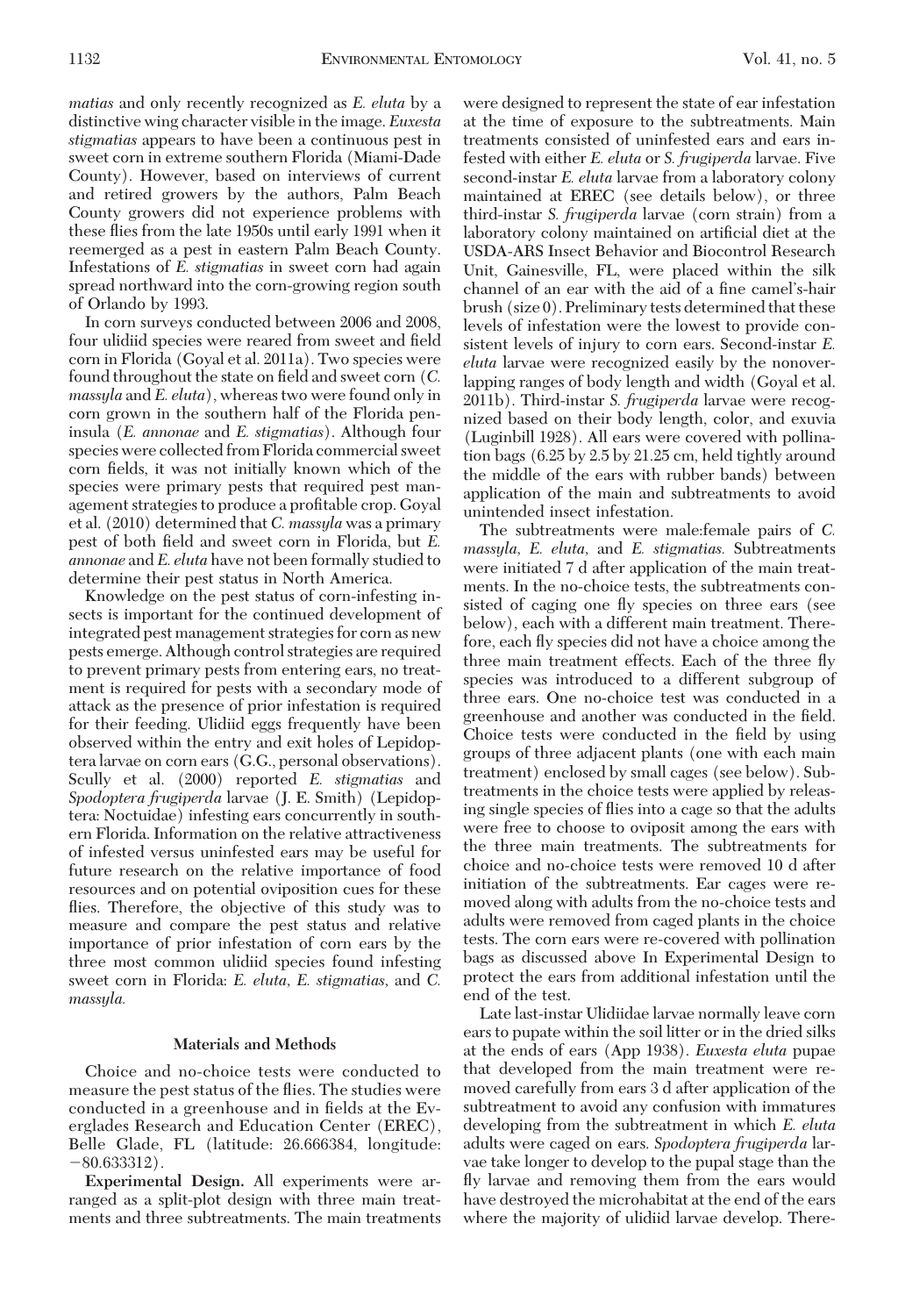*matias* and only recently recognized as *E. eluta* by a distinctive wing character visible in the image. *Euxesta stigmatias* appears to have been a continuous pest in sweet corn in extreme southern Florida (Miami-Dade County). However, based on interviews of current and retired growers by the authors, Palm Beach County growers did not experience problems with these flies from the late 1950s until early 1991 when it reemerged as a pest in eastern Palm Beach County. Infestations of *E. stigmatias* in sweet corn had again spread northward into the corn-growing region south of Orlando by 1993.

In corn surveys conducted between 2006 and 2008, four ulidiid species were reared from sweet and field corn in Florida (Goyal et al. 2011a). Two species were found throughout the state on field and sweet corn (*C. massyla* and *E. eluta*), whereas two were found only in corn grown in the southern half of the Florida peninsula (*E. annonae* and *E. stigmatias*). Although four species were collected from Florida commercial sweet corn fields, it was not initially known which of the species were primary pests that required pest management strategies to produce a profitable crop. Goyal et al. (2010) determined that *C. massyla* was a primary pest of both field and sweet corn in Florida, but *E. annonae* and *E. eluta* have not been formally studied to determine their pest status in North America.

Knowledge on the pest status of corn-infesting insects is important for the continued development of integrated pest management strategies for corn as new pests emerge. Although control strategies are required to prevent primary pests from entering ears, no treatment is required for pests with a secondary mode of attack as the presence of prior infestation is required for their feeding. Ulidiid eggs frequently have been observed within the entry and exit holes of Lepidoptera larvae on corn ears (G.G., personal observations). Scully et al. (2000) reported *E. stigmatias* and *Spodoptera frugiperda* larvae (J. E. Smith) (Lepidoptera: Noctuidae) infesting ears concurrently in southern Florida. Information on the relative attractiveness of infested versus uninfested ears may be useful for future research on the relative importance of food resources and on potential oviposition cues for these flies. Therefore, the objective of this study was to measure and compare the pest status and relative importance of prior infestation of corn ears by the three most common ulidiid species found infesting sweet corn in Florida: *E. eluta, E. stigmatias,* and *C. massyla.*

## Materials and Methods

Choice and no-choice tests were conducted to measure the pest status of the flies. The studies were conducted in a greenhouse and in fields at the Everglades Research and Education Center (EREC), Belle Glade, FL (latitude: 26.666384, longitude: −80.633312).

**Experimental Design.** All experiments were arranged as a split-plot design with three main treatments and three subtreatments. The main treatments were designed to represent the state of ear infestation at the time of exposure to the subtreatments. Main treatments consisted of uninfested ears and ears infested with either *E. eluta* or *S. frugiperda* larvae. Five second-instar *E. eluta* larvae from a laboratory colony maintained at EREC (see details below), or three third-instar *S. frugiperda* larvae (corn strain) from a laboratory colony maintained on artificial diet at the USDA-ARS Insect Behavior and Biocontrol Research Unit, Gainesville, FL, were placed within the silk channel of an ear with the aid of a fine camel's-hair brush (size 0). Preliminary tests determined that these levels of infestation were the lowest to provide consistent levels of injury to corn ears. Second-instar *E. eluta* larvae were recognized easily by the nonoverlapping ranges of body length and width (Goyal et al. 2011b). Third-instar *S. frugiperda* larvae were recognized based on their body length, color, and exuvia (Luginbill 1928). All ears were covered with pollination bags (6.25 by 2.5 by 21.25 cm, held tightly around the middle of the ears with rubber bands) between application of the main and subtreatments to avoid unintended insect infestation.

The subtreatments were male:female pairs of *C. massyla*, *E. eluta*, and *E. stigmatias.* Subtreatments were initiated 7 d after application of the main treatments. In the no-choice tests, the subtreatments consisted of caging one fly species on three ears (see below), each with a different main treatment. Therefore, each fly species did not have a choice among the three main treatment effects. Each of the three fly species was introduced to a different subgroup of three ears. One no-choice test was conducted in a greenhouse and another was conducted in the field. Choice tests were conducted in the field by using groups of three adjacent plants (one with each main treatment) enclosed by small cages (see below). Subtreatments in the choice tests were applied by releasing single species of flies into a cage so that the adults were free to choose to oviposit among the ears with the three main treatments. The subtreatments for choice and no-choice tests were removed 10 d after initiation of the subtreatments. Ear cages were removed along with adults from the no-choice tests and adults were removed from caged plants in the choice tests. The corn ears were re-covered with pollination bags as discussed above In Experimental Design to protect the ears from additional infestation until the end of the test.

Late last-instar Ulidiidae larvae normally leave corn ears to pupate within the soil litter or in the dried silks at the ends of ears (App 1938). *Euxesta eluta* pupae that developed from the main treatment were removed carefully from ears 3 d after application of the subtreatment to avoid any confusion with immatures developing from the subtreatment in which *E. eluta* adults were caged on ears. *Spodoptera frugiperda* larvae take longer to develop to the pupal stage than the fly larvae and removing them from the ears would have destroyed the microhabitat at the end of the ears where the majority of ulidiid larvae develop. There-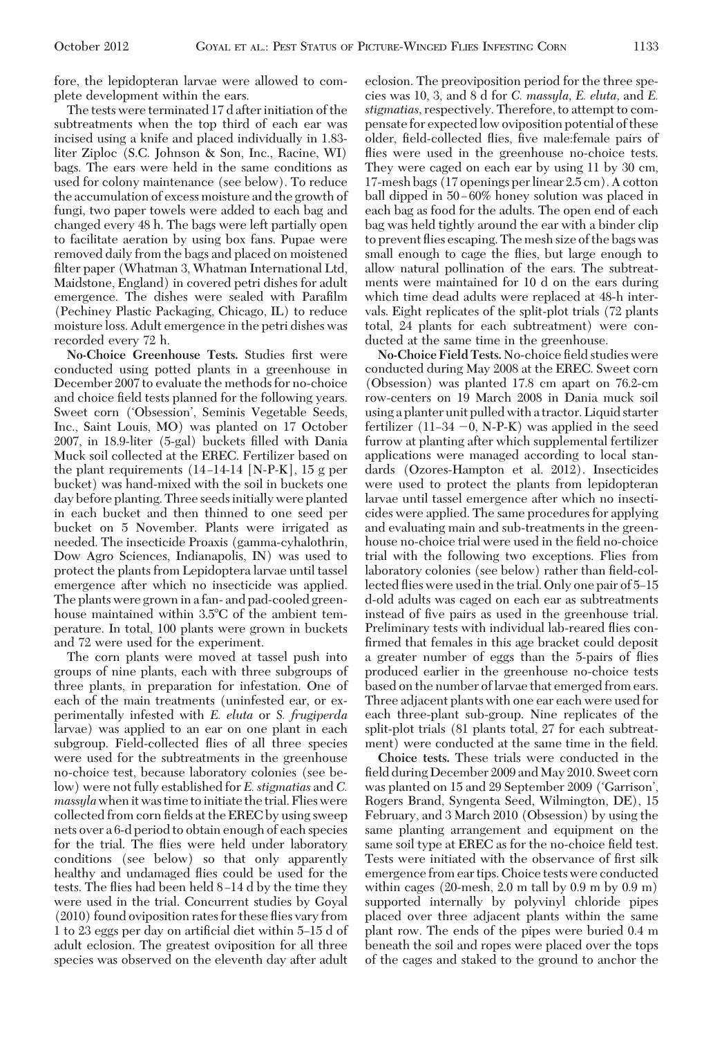fore, the lepidopteran larvae were allowed to complete development within the ears.

The tests were terminated 17 d after initiation of the subtreatments when the top third of each ear was incised using a knife and placed individually in 1.83-liter Ziploc (S.C. Johnson & Son, Inc., Racine, WI) bags. The ears were held in the same conditions as used for colony maintenance (see below). To reduce the accumulation of excess moisture and the growth of fungi, two paper towels were added to each bag and changed every 48 h. The bags were left partially open to facilitate aeration by using box fans. Pupae were removed daily from the bags and placed on moistened filter paper (Whatman 3, Whatman International Ltd, Maidstone, England) in covered petri dishes for adult emergence. The dishes were sealed with Parafilm (Pechiney Plastic Packaging, Chicago, IL) to reduce moisture loss. Adult emergence in the petri dishes was recorded every 72 h.

**No-Choice Greenhouse Tests.** Studies first were conducted using potted plants in a greenhouse in December 2007 to evaluate the methods for no-choice and choice field tests planned for the following years. Sweet corn ('Obsession', Seminis Vegetable Seeds, Inc., Saint Louis, MO) was planted on 17 October 2007, in 18.9-liter (5-gal) buckets filled with Dania Muck soil collected at the EREC. Fertilizer based on the plant requirements (14–14-14 [N-P-K], 15 g per bucket) was hand-mixed with the soil in buckets one day before planting. Three seeds initially were planted in each bucket and then thinned to one seed per bucket on 5 November. Plants were irrigated as needed. The insecticide Proaxis (gamma-cyhalothrin, Dow Agro Sciences, Indianapolis, IN) was used to protect the plants from Lepidoptera larvae until tassel emergence after which no insecticide was applied. The plants were grown in a fan- and pad-cooled greenhouse maintained within 3.5°C of the ambient temperature. In total, 100 plants were grown in buckets and 72 were used for the experiment.

The corn plants were moved at tassel push into groups of nine plants, each with three subgroups of three plants, in preparation for infestation. One of each of the main treatments (uninfested ear, or experimentally infested with *E. eluta* or *S. frugiperda* larvae) was applied to an ear on one plant in each subgroup. Field-collected flies of all three species were used for the subtreatments in the greenhouse no-choice test, because laboratory colonies (see below) were not fully established for *E. stigmatias* and *C. massyla* when it was time to initiate the trial. Flies were collected from corn fields at the EREC by using sweep nets over a 6-d period to obtain enough of each species for the trial. The flies were held under laboratory conditions (see below) so that only apparently healthy and undamaged flies could be used for the tests. The flies had been held 8–14 d by the time they were used in the trial. Concurrent studies by Goyal (2010) found oviposition rates for these flies vary from 1 to 23 eggs per day on artificial diet within 5–15 d of adult eclosion. The greatest oviposition for all three species was observed on the eleventh day after adult eclosion. The preoviposition period for the three species was 10, 3, and 8 d for *C. massyla, E. eluta,* and *E. stigmatias*, respectively. Therefore, to attempt to compensate for expected low oviposition potential of these older, field-collected flies, five male:female pairs of flies were used in the greenhouse no-choice tests. They were caged on each ear by using 11 by 30 cm, 17-mesh bags (17 openings per linear 2.5 cm). A cotton ball dipped in 50–60% honey solution was placed in each bag as food for the adults. The open end of each bag was held tightly around the ear with a binder clip to prevent flies escaping. The mesh size of the bags was small enough to cage the flies, but large enough to allow natural pollination of the ears. The subtreatments were maintained for 10 d on the ears during which time dead adults were replaced at 48-h intervals. Eight replicates of the split-plot trials (72 plants total, 24 plants for each subtreatment) were conducted at the same time in the greenhouse.

**No-Choice Field Tests.** No-choice field studies were conducted during May 2008 at the EREC. Sweet corn (Obsession) was planted 17.8 cm apart on 76.2-cm row-centers on 19 March 2008 in Dania muck soil using a planter unit pulled with a tractor. Liquid starter fertilizer (11–34 –0, N-P-K) was applied in the seed furrow at planting after which supplemental fertilizer applications were managed according to local standards (Ozores-Hampton et al. 2012). Insecticides were used to protect the plants from lepidopteran larvae until tassel emergence after which no insecticides were applied. The same procedures for applying and evaluating main and sub-treatments in the greenhouse no-choice trial were used in the field no-choice trial with the following two exceptions. Flies from laboratory colonies (see below) rather than field-collected flies were used in the trial. Only one pair of 5–15 d-old adults was caged on each ear as subtreatments instead of five pairs as used in the greenhouse trial. Preliminary tests with individual lab-reared flies confirmed that females in this age bracket could deposit a greater number of eggs than the 5-pairs of flies produced earlier in the greenhouse no-choice tests based on the number of larvae that emerged from ears. Three adjacent plants with one ear each were used for each three-plant sub-group. Nine replicates of the split-plot trials (81 plants total, 27 for each subtreatment) were conducted at the same time in the field.

**Choice tests.** These trials were conducted in the field during December 2009 and May 2010. Sweet corn was planted on 15 and 29 September 2009 ('Garrison', Rogers Brand, Syngenta Seed, Wilmington, DE), 15 February, and 3 March 2010 (Obsession) by using the same planting arrangement and equipment on the same soil type at EREC as for the no-choice field test. Tests were initiated with the observance of first silk emergence from ear tips. Choice tests were conducted within cages (20-mesh, 2.0 m tall by 0.9 m by 0.9 m) supported internally by polyvinyl chloride pipes placed over three adjacent plants within the same plant row. The ends of the pipes were buried 0.4 m beneath the soil and ropes were placed over the tops of the cages and staked to the ground to anchor the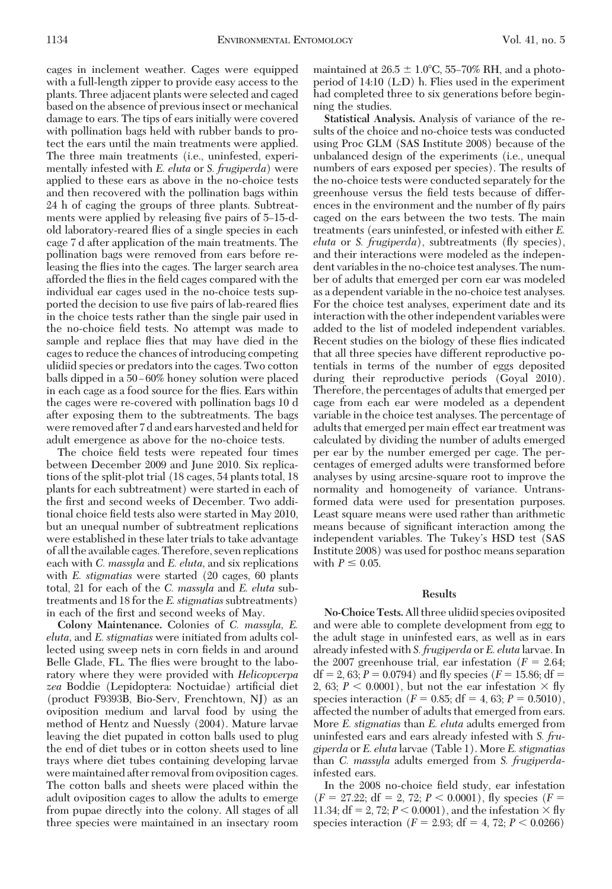cages in inclement weather. Cages were equipped with a full-length zipper to provide easy access to the plants. Three adjacent plants were selected and caged based on the absence of previous insect or mechanical damage to ears. The tips of ears initially were covered with pollination bags held with rubber bands to protect the ears until the main treatments were applied. The three main treatments (i.e., uninfested, experimentally infested with *E. eluta* or *S. frugiperda*) were applied to these ears as above in the no-choice tests and then recovered with the pollination bags within 24 h of caging the groups of three plants. Subtreatments were applied by releasing five pairs of 5–15-d-old laboratory-reared flies of a single species in each cage 7 d after application of the main treatments. The pollination bags were removed from ears before releasing the flies into the cages. The larger search area afforded the flies in the field cages compared with the individual ear cages used in the no-choice tests supported the decision to use five pairs of lab-reared flies in the choice tests rather than the single pair used in the no-choice field tests. No attempt was made to sample and replace flies that may have died in the cages to reduce the chances of introducing competing ulidiid species or predators into the cages. Two cotton balls dipped in a 50–60% honey solution were placed in each cage as a food source for the flies. Ears within the cages were re-covered with pollination bags 10 d after exposing them to the subtreatments. The bags were removed after 7 d and ears harvested and held for adult emergence as above for the no-choice tests.

The choice field tests were repeated four times between December 2009 and June 2010. Six replications of the split-plot trial (18 cages, 54 plants total, 18 plants for each subtreatment) were started in each of the first and second weeks of December. Two additional choice field tests also were started in May 2010, but an unequal number of subtreatment replications were established in these later trials to take advantage of all the available cages. Therefore, seven replications each with *C. massyla* and *E. eluta*, and six replications with *E. stigmatias* were started (20 cages, 60 plants total, 21 for each of the *C. massyla* and *E. eluta* subtreatments and 18 for the *E. stigmatias* subtreatments) in each of the first and second weeks of May.

**Colony Maintenance.** Colonies of *C. massyla*, *E. eluta*, and *E. stigmatias* were initiated from adults collected using sweep nets in corn fields in and around Belle Glade, FL. The flies were brought to the laboratory where they were provided with *Helicopverpa zea* Boddie (Lepidoptera: Noctuidae) artificial diet (product F9393B, Bio-Serv, Frenchtown, NJ) as an oviposition medium and larval food by using the method of Hentz and Nuessly (2004). Mature larvae leaving the diet pupated in cotton balls used to plug the end of diet tubes or in cotton sheets used to line trays where diet tubes containing developing larvae were maintained after removal from oviposition cages. The cotton balls and sheets were placed within the adult oviposition cages to allow the adults to emerge from pupae directly into the colony. All stages of all three species were maintained in an insectary room maintained at 26.5 ± 1.0°C, 55–70% RH, and a photoperiod of 14:10 (L:D) h. Flies used in the experiment had completed three to six generations before beginning the studies.

**Statistical Analysis.** Analysis of variance of the results of the choice and no-choice tests was conducted using Proc GLM (SAS Institute 2008) because of the unbalanced design of the experiments (i.e., unequal numbers of ears exposed per species). The results of the no-choice tests were conducted separately for the greenhouse versus the field tests because of differences in the environment and the number of fly pairs caged on the ears between the two tests. The main treatments (ears uninfested, or infested with either *E. eluta* or *S. frugiperda*), subtreatments (fly species), and their interactions were modeled as the independent variables in the no-choice test analyses. The number of adults that emerged per corn ear was modeled as a dependent variable in the no-choice test analyses. For the choice test analyses, experiment date and its interaction with the other independent variables were added to the list of modeled independent variables. Recent studies on the biology of these flies indicated that all three species have different reproductive potentials in terms of the number of eggs deposited during their reproductive periods (Goyal 2010). Therefore, the percentages of adults that emerged per cage from each ear were modeled as a dependent variable in the choice test analyses. The percentage of adults that emerged per main effect ear treatment was calculated by dividing the number of adults emerged per ear by the number emerged per cage. The percentages of emerged adults were transformed before analyses by using arcsine-square root to improve the normality and homogeneity of variance. Untransformed data were used for presentation purposes. Least square means were used rather than arithmetic means because of significant interaction among the independent variables. The Tukey's HSD test (SAS Institute 2008) was used for posthoc means separation with $P \leq 0.05$.

## Results

**No-Choice Tests.** All three ulidiid species oviposited and were able to complete development from egg to the adult stage in uninfested ears, as well as in ears already infested with *S. frugiperda* or *E. eluta* larvae. In the 2007 greenhouse trial, ear infestation ($F = 2.64$; df = 2, 63; $P = 0.0794$) and fly species ($F = 15.86$; df = 2, 63; $P < 0.0001$), but not the ear infestation × fly species interaction ($F = 0.85$; df = 4, 63; $P = 0.5010$), affected the number of adults that emerged from ears. More *E. stigmatias* than *E. eluta* adults emerged from uninfested ears and ears already infested with *S. frugiperda* or *E. eluta* larvae (Table 1). More *E. stigmatias* than *C. massyla* adults emerged from *S. frugiperda*-infested ears.

In the 2008 no-choice field study, ear infestation ($F = 27.22$; df = 2, 72; $P < 0.0001$), fly species ($F = 11.34$; df = 2, 72; $P < 0.0001$), and the infestation × fly species interaction ($F = 2.93$; df = 4, 72; $P < 0.0266$)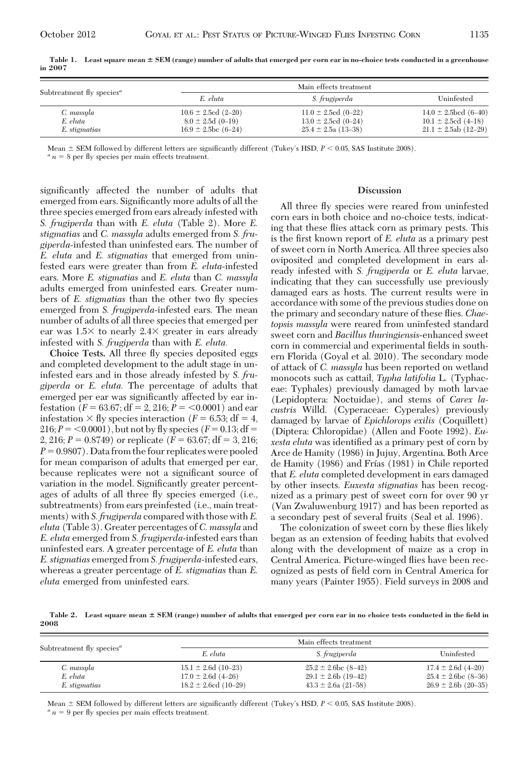**Table 1. Least square mean ± SEM (range) number of adults that emerged per corn ear in no-choice tests conducted in a greenhouse in 2007**

| Subtreatment fly species[a] | Main effects treatment | | |
|---|---|---|---|
| | *E. eluta* | *S. frugiperda* | Uninfested |
| *C. massyla* | 10.6 ± 2.5cd (2–20) | 11.0 ± 2.5cd (0–22) | 14.0 ± 2.5bcd (6–40) |
| *E. eluta* | 8.0 ± 2.5d (0–19) | 13.0 ± 2.5cd (0–24) | 10.1 ± 2.5cd (4–18) |
| *E. stigmatias* | 16.9 ± 2.5bc (6–24) | 25.4 ± 2.5a (13–38) | 21.1 ± 2.5ab (12–29) |

Mean ± SEM followed by different letters are significantly different (Tukey's HSD, $P < 0.05$, SAS Institute 2008).
[a] $n = 8$ per fly species per main effects treatment.

significantly affected the number of adults that emerged from ears. Significantly more adults of all the three species emerged from ears already infested with *S. frugiperda* than with *E. eluta* (Table 2). More *E. stigmatias* and *C. massyla* adults emerged from *S. frugiperda*-infested than uninfested ears. The number of *E. eluta* and *E. stigmatias* that emerged from uninfested ears were greater than from *E. eluta*-infested ears. More *E. stigmatias* and *E. eluta* than *C. massyla* adults emerged from uninfested ears. Greater numbers of *E. stigmatias* than the other two fly species emerged from *S. frugiperda*-infested ears. The mean number of adults of all three species that emerged per ear was 1.5× to nearly 2.4× greater in ears already infested with *S. frugiperda* than with *E. eluta.*

**Choice Tests.** All three fly species deposited eggs and completed development to the adult stage in uninfested ears and in those already infested by *S. frugiperda* or *E. eluta.* The percentage of adults that emerged per ear was significantly affected by ear infestation ($F = 63.67$; df = 2, 216; $P = < 0.0001$) and ear infestation × fly species interaction ($F = 6.53$; df = 4, 216; $P = < 0.0001$), but not by fly species ($F = 0.13$; df = 2, 216; $P = 0.8749$) or replicate ($F = 63.67$; df = 3, 216; $P = 0.9807$). Data from the four replicates were pooled for mean comparison of adults that emerged per ear, because replicates were not a significant source of variation in the model. Significantly greater percentages of adults of all three fly species emerged (i.e., subtreatments) from ears preinfested (i.e., main treatments) with *S. frugiperda* compared with those with *E. eluta* (Table 3). Greater percentages of *C. massyla* and *E. eluta* emerged from *S. frugiperda*-infested ears than uninfested ears. A greater percentage of *E. eluta* than *E. stigmatias* emerged from *S. frugiperda*-infested ears, whereas a greater percentage of *E. stigmatias* than *E. eluta* emerged from uninfested ears.

## Discussion

All three fly species were reared from uninfested corn ears in both choice and no-choice tests, indicating that these flies attack corn as primary pests. This is the first known report of *E. eluta* as a primary pest of sweet corn in North America. All three species also oviposited and completed development in ears already infested with *S. frugiperda* or *E. eluta* larvae, indicating that they can successfully use previously damaged ears as hosts. The current results were in accordance with some of the previous studies done on the primary and secondary nature of these flies. *Chaetopsis massyla* were reared from uninfested standard sweet corn and *Bacillus thuringiensis*-enhanced sweet corn in commercial and experimental fields in southern Florida (Goyal et al. 2010). The secondary mode of attack of *C. massyla* has been reported on wetland monocots such as cattail, *Typha latifolia* L. (Typhaceae: Typhales) previously damaged by moth larvae (Lepidoptera: Noctuidae), and stems of *Carex lacustris* Willd. (Cyperaceae: Cyperales) previously damaged by larvae of *Epichlorops exilis* (Coquillett) (Diptera: Chloropidae) (Allen and Foote 1992). *Euxesta eluta* was identified as a primary pest of corn by Arce de Hamity (1986) in Jujuy, Argentina. Both Arce de Hamity (1986) and Frías (1981) in Chile reported that *E. eluta* completed development in ears damaged by other insects. *Euxesta stigmatias* has been recognized as a primary pest of sweet corn for over 90 yr (Van Zwaluwenburg 1917) and has been reported as a secondary pest of several fruits (Seal et al. 1996).

The colonization of sweet corn by these flies likely began as an extension of feeding habits that evolved along with the development of maize as a crop in Central America. Picture-winged flies have been recognized as pests of field corn in Central America for many years (Painter 1955). Field surveys in 2008 and

**Table 2. Least square mean ± SEM (range) number of adults that emerged per corn ear in no choice tests conducted in the field in 2008**

| Subtreatment fly species[a] | Main effects treatment | | |
|---|---|---|---|
| | *E. eluta* | *S. frugiperda* | Uninfested |
| *C. massyla* | 15.1 ± 2.6d (10–23) | 25.2 ± 2.6bc (8–42) | 17.4 ± 2.6d (4–20) |
| *E. eluta* | 17.0 ± 2.6d (4–26) | 29.1 ± 2.6b (19–42) | 25.4 ± 2.6bc (8–36) |
| *E. stigmatias* | 18.2 ± 2.6cd (10–29) | 43.3 ± 2.6a (21–58) | 26.9 ± 2.6b (20–35) |

Mean ± SEM followed by different letters are significantly different (Tukey's HSD, $P < 0.05$, SAS Institute 2008).
[a] $n = 9$ per fly species per main effects treatment.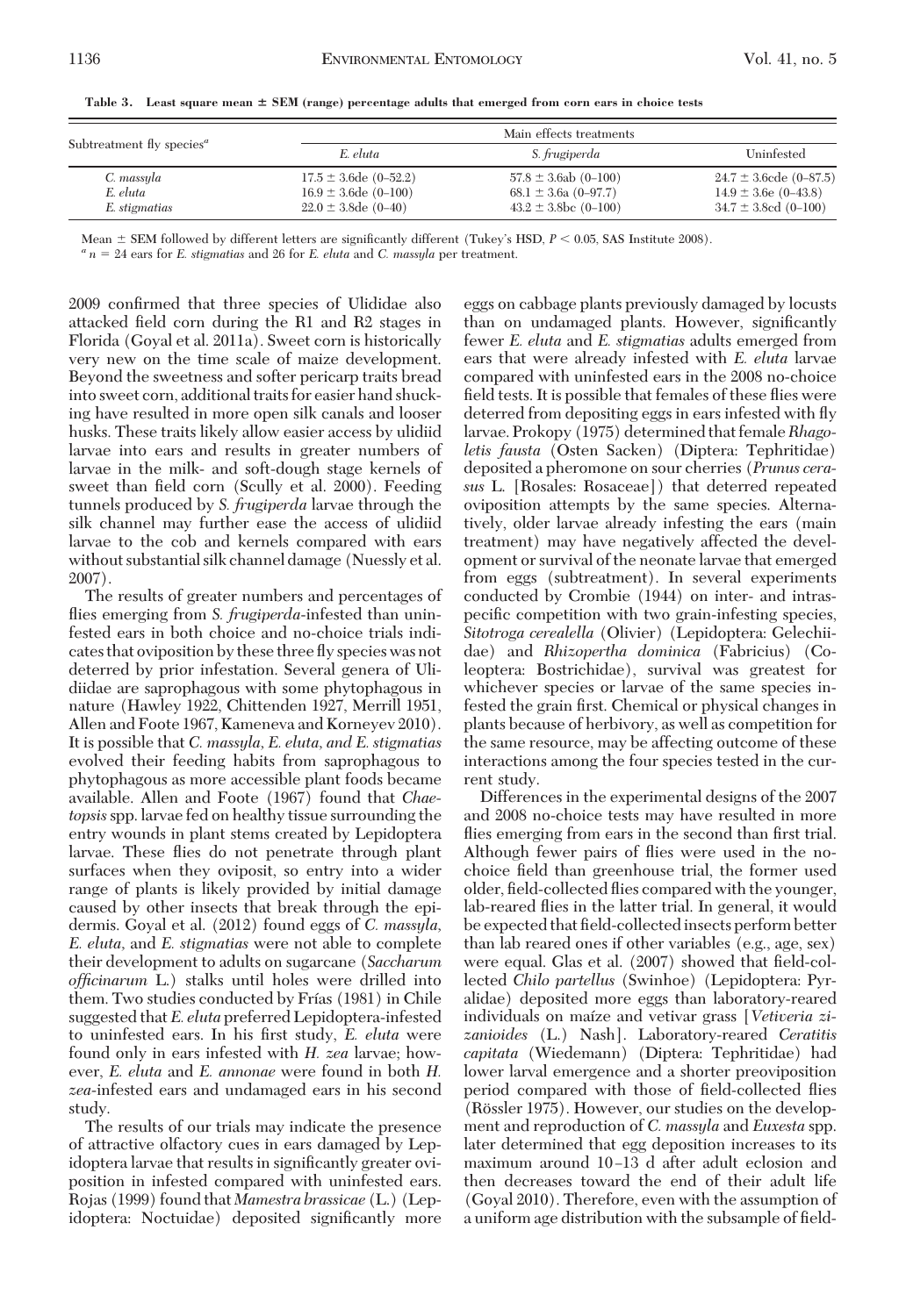Table 3. Least square mean ± SEM (range) percentage adults that emerged from corn ears in choice tests

| Subtreatment fly species[a] | Main effects treatments | | |
|---|---|---|---|
| | *E. eluta* | *S. frugiperda* | Uninfested |
| *C. massyla* | 17.5 ± 3.6de (0–52.2) | 57.8 ± 3.6ab (0–100) | 24.7 ± 3.6cde (0–87.5) |
| *E. eluta* | 16.9 ± 3.6de (0–100) | 68.1 ± 3.6a (0–97.7) | 14.9 ± 3.6e (0–43.8) |
| *E. stigmatias* | 22.0 ± 3.8de (0–40) | 43.2 ± 3.8bc (0–100) | 34.7 ± 3.8cd (0–100) |

Mean ± SEM followed by different letters are significantly different (Tukey's HSD, $P < 0.05$, SAS Institute 2008).

[a] $n = 24$ ears for *E. stigmatias* and 26 for *E. eluta* and *C. massyla* per treatment.

2009 confirmed that three species of Ulidiidae also attacked field corn during the R1 and R2 stages in Florida (Goyal et al. 2011a). Sweet corn is historically very new on the time scale of maize development. Beyond the sweetness and softer pericarp traits bread into sweet corn, additional traits for easier hand shucking have resulted in more open silk canals and looser husks. These traits likely allow easier access by ulidiid larvae into ears and results in greater numbers of larvae in the milk- and soft-dough stage kernels of sweet than field corn (Scully et al. 2000). Feeding tunnels produced by *S. frugiperda* larvae through the silk channel may further ease the access of ulidiid larvae to the cob and kernels compared with ears without substantial silk channel damage (Nuessly et al. 2007).

The results of greater numbers and percentages of flies emerging from *S. frugiperda*-infested than uninfested ears in both choice and no-choice trials indicates that oviposition by these three fly species was not deterred by prior infestation. Several genera of Ulidiidae are saprophagous with some phytophagous in nature (Hawley 1922, Chittenden 1927, Merrill 1951, Allen and Foote 1967, Kameneva and Korneyev 2010). It is possible that *C. massyla, E. eluta, and E. stigmatias* evolved their feeding habits from saprophagous to phytophagous as more accessible plant foods became available. Allen and Foote (1967) found that *Chaetopsis* spp. larvae fed on healthy tissue surrounding the entry wounds in plant stems created by Lepidoptera larvae. These flies do not penetrate through plant surfaces when they oviposit, so entry into a wider range of plants is likely provided by initial damage caused by other insects that break through the epidermis. Goyal et al. (2012) found eggs of *C. massyla, E. eluta*, and *E. stigmatias* were not able to complete their development to adults on sugarcane (*Saccharum officinarum* L.) stalks until holes were drilled into them. Two studies conducted by Frías (1981) in Chile suggested that *E. eluta* preferred Lepidoptera-infested to uninfested ears. In his first study, *E. eluta* were found only in ears infested with *H. zea* larvae; however, *E. eluta* and *E. annonae* were found in both *H. zea*-infested ears and undamaged ears in his second study.

The results of our trials may indicate the presence of attractive olfactory cues in ears damaged by Lepidoptera larvae that results in significantly greater oviposition in infested compared with uninfested ears. Rojas (1999) found that *Mamestra brassicae* (L.) (Lepidoptera: Noctuidae) deposited significantly more eggs on cabbage plants previously damaged by locusts than on undamaged plants. However, significantly fewer *E. eluta* and *E. stigmatias* adults emerged from ears that were already infested with *E. eluta* larvae compared with uninfested ears in the 2008 no-choice field tests. It is possible that females of these flies were deterred from depositing eggs in ears infested with fly larvae. Prokopy (1975) determined that female *Rhagoletis fausta* (Osten Sacken) (Diptera: Tephritidae) deposited a pheromone on sour cherries (*Prunus cerasus* L. [Rosales: Rosaceae]) that deterred repeated oviposition attempts by the same species. Alternatively, older larvae already infesting the ears (main treatment) may have negatively affected the development or survival of the neonate larvae that emerged from eggs (subtreatment). In several experiments conducted by Crombie (1944) on inter- and intraspecific competition with two grain-infesting species, *Sitotroga cerealella* (Olivier) (Lepidoptera: Gelechiidae) and *Rhizopertha dominica* (Fabricius) (Coleoptera: Bostrichidae), survival was greatest for whichever species or larvae of the same species infested the grain first. Chemical or physical changes in plants because of herbivory, as well as competition for the same resource, may be affecting outcome of these interactions among the four species tested in the current study.

Differences in the experimental designs of the 2007 and 2008 no-choice tests may have resulted in more flies emerging from ears in the second than first trial. Although fewer pairs of flies were used in the no-choice field than greenhouse trial, the former used older, field-collected flies compared with the younger, lab-reared flies in the latter trial. In general, it would be expected that field-collected insects perform better than lab reared ones if other variables (e.g., age, sex) were equal. Glas et al. (2007) showed that field-collected *Chilo partellus* (Swinhoe) (Lepidoptera: Pyralidae) deposited more eggs than laboratory-reared individuals on maíze and vetivar grass [*Vetiveria zizanioides* (L.) Nash]. Laboratory-reared *Ceratitis capitata* (Wiedemann) (Diptera: Tephritidae) had lower larval emergence and a shorter preoviposition period compared with those of field-collected flies (Rössler 1975). However, our studies on the development and reproduction of *C. massyla* and *Euxesta* spp. later determined that egg deposition increases to its maximum around 10–13 d after adult eclosion and then decreases toward the end of their adult life (Goyal 2010). Therefore, even with the assumption of a uniform age distribution with the subsample of field-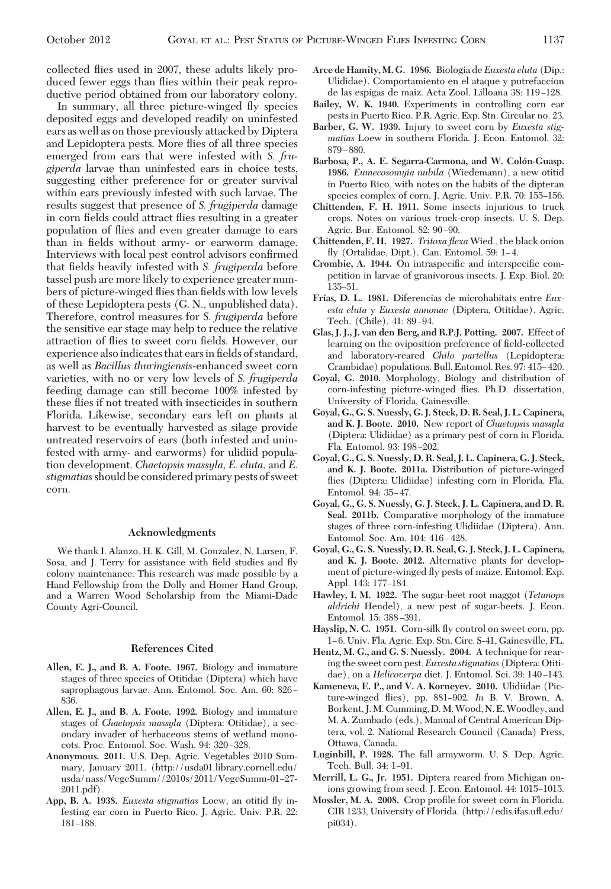collected flies used in 2007, these adults likely produced fewer eggs than flies within their peak reproductive period obtained from our laboratory colony.

In summary, all three picture-winged fly species deposited eggs and developed readily on uninfested ears as well as on those previously attacked by Diptera and Lepidoptera pests. More flies of all three species emerged from ears that were infested with *S. frugiperda* larvae than uninfested ears in choice tests, suggesting either preference for or greater survival within ears previously infested with such larvae. The results suggest that presence of *S. frugiperda* damage in corn fields could attract flies resulting in a greater population of flies and even greater damage to ears than in fields without army- or earworm damage. Interviews with local pest control advisors confirmed that fields heavily infested with *S. frugiperda* before tassel push are more likely to experience greater numbers of picture-winged flies than fields with low levels of these Lepidoptera pests (G. N., unpublished data). Therefore, control measures for *S. frugiperda* before the sensitive ear stage may help to reduce the relative attraction of flies to sweet corn fields. However, our experience also indicates that ears in fields of standard, as well as *Bacillus thuringiensis*-enhanced sweet corn varieties, with no or very low levels of *S. frugiperda* feeding damage can still become 100% infested by these flies if not treated with insecticides in southern Florida. Likewise, secondary ears left on plants at harvest to be eventually harvested as silage provide untreated reservoirs of ears (both infested and uninfested with army- and earworms) for ulidiid population development. *Chaetopsis massyla, E. eluta,* and *E. stigmatias* should be considered primary pests of sweet corn.

## Acknowledgments

We thank I. Alanzo, H. K. Gill, M. Gonzalez, N. Larsen, F. Sosa, and J. Terry for assistance with field studies and fly colony maintenance. This research was made possible by a Hand Fellowship from the Dolly and Homer Hand Group, and a Warren Wood Scholarship from the Miami-Dade County Agri-Council.

## References Cited

**Allen, E. J., and B. A. Foote. 1967.** Biology and immature stages of three species of Otitidae (Diptera) which have saprophagous larvae. Ann. Entomol. Soc. Am. 60: 826–836.

**Allen, E. J., and B. A. Foote. 1992.** Biology and immature stages of *Chaetopsis massyla* (Diptera: Otitidae), a secondary invader of herbaceous stems of wetland monocots. Proc. Entomol. Soc. Wash. 94: 320–328.

**Anonymous. 2011.** U.S. Dep. Agric. Vegetables 2010 Summary, January 2011. (http://usda01.library.cornell.edu/usda/nass/VegeSumm//2010s/2011/VegeSumm-01-27-2011.pdf).

**App, B. A. 1938.** *Euxesta stigmatias* Loew, an otitid fly infesting ear corn in Puerto Rico. J. Agric. Univ. P.R. 22: 181–188.

**Arce de Hamity, M. G. 1986.** Biologia de *Euxesta eluta* (Dip.: Ulidiidae). Comportamiento en el ataque y putrefaccion de las espigas de maiz. Acta Zool. Lilloana 38: 119–128.

**Bailey, W. K. 1940.** Experiments in controlling corn ear pests in Puerto Rico. P.R. Agric. Exp. Stn. Circular no. 23.

**Barber, G. W. 1939.** Injury to sweet corn by *Euxesta stigmatias* Loew in southern Florida. J. Econ. Entomol. 32: 879–880.

**Barbosa, P., A. E. Segarra-Carmona, and W. Colón-Guasp. 1986.** *Eumecosomyia nubila* (Wiedemann), a new otitid in Puerto Rico, with notes on the habits of the dipteran species complex of corn. J. Agric. Univ. P.R. 70: 155–156.

**Chittenden, F. H. 1911.** Some insects injurious to truck crops. Notes on various truck-crop insects. U. S. Dep. Agric. Bur. Entomol. 82: 90–90.

**Chittenden, F. H. 1927.** *Tritoxa flexa* Wied., the black onion fly (Ortalidae, Dipt.). Can. Entomol. 59: 1–4.

**Crombie, A. 1944.** On intraspecific and interspecific competition in larvae of granivorous insects. J. Exp. Biol. 20: 135–51.

**Frías, D. L. 1981.** Diferencias de microhabitats entre *Euxesta eluta* y *Euxesta annonae* (Diptera, Otitidae). Agric. Tech. (Chile). 41: 89–94.

**Glas, J. J., J. van den Berg, and R.P.J. Potting. 2007.** Effect of learning on the oviposition preference of field-collected and laboratory-reared *Chilo partellus* (Lepidoptera: Crambidae) populations. Bull. Entomol. Res. 97: 415–420.

**Goyal, G. 2010.** Morphology, Biology and distribution of corn-infesting picture-winged flies. Ph.D. dissertation, University of Florida, Gainesville.

**Goyal, G., G. S. Nuessly, G. J. Steck, D. R. Seal, J. L. Capinera, and K. J. Boote. 2010.** New report of *Chaetopsis massyla* (Diptera: Ulidiidae) as a primary pest of corn in Florida. Fla. Entomol. 93: 198–202.

**Goyal, G., G. S. Nuessly, D. R. Seal, J. L. Capinera, G. J. Steck, and K. J. Boote. 2011a.** Distribution of picture-winged flies (Diptera: Ulidiidae) infesting corn in Florida. Fla. Entomol. 94: 35–47.

**Goyal, G., G. S. Nuessly, G. J. Steck, J. L. Capinera, and D. R. Seal. 2011b.** Comparative morphology of the immature stages of three corn-infesting Ulidiidae (Diptera). Ann. Entomol. Soc. Am. 104: 416–428.

**Goyal, G., G. S. Nuessly, D. R. Seal, G. J. Steck, J. L. Capinera, and K. J. Boote. 2012.** Alternative plants for development of picture-winged fly pests of maize. Entomol. Exp. Appl. 143: 177–184.

**Hawley, I. M. 1922.** The sugar-beet root maggot (*Tetanops aldrichi* Hendel), a new pest of sugar-beets. J. Econ. Entomol. 15: 388–391.

**Hayslip, N. C. 1951.** Corn-silk fly control on sweet corn, pp. 1–6. Univ. Fla. Agric. Exp. Stn. Circ. S-41, Gainesville, FL.

**Hentz, M. G., and G. S. Nuessly. 2004.** A technique for rearing the sweet corn pest, *Euxesta stigmatias* (Diptera: Otitidae), on a *Helicoverpa* diet. J. Entomol. Sci. 39: 140–143.

**Kameneva, E. P., and V. A. Korneyev. 2010.** Ulidiidae (Picture-winged flies), pp. 881–902. *In* B. V. Brown, A. Borkent, J. M. Cumming, D. M. Wood, N. E. Woodley, and M. A. Zumbado (eds.), Manual of Central American Diptera, vol. 2. National Research Council (Canada) Press, Ottawa, Canada.

**Luginbill, P. 1928.** The fall armyworm. U. S. Dep. Agric. Tech. Bull. 34: 1–91.

**Merrill, L. G., Jr. 1951.** Diptera reared from Michigan onions growing from seed. J. Econ. Entomol. 44: 1015–1015.

**Mossler, M. A. 2008.** Crop profile for sweet corn in Florida. CIR 1233, University of Florida. (http://edis.ifas.ufl.edu/pi034).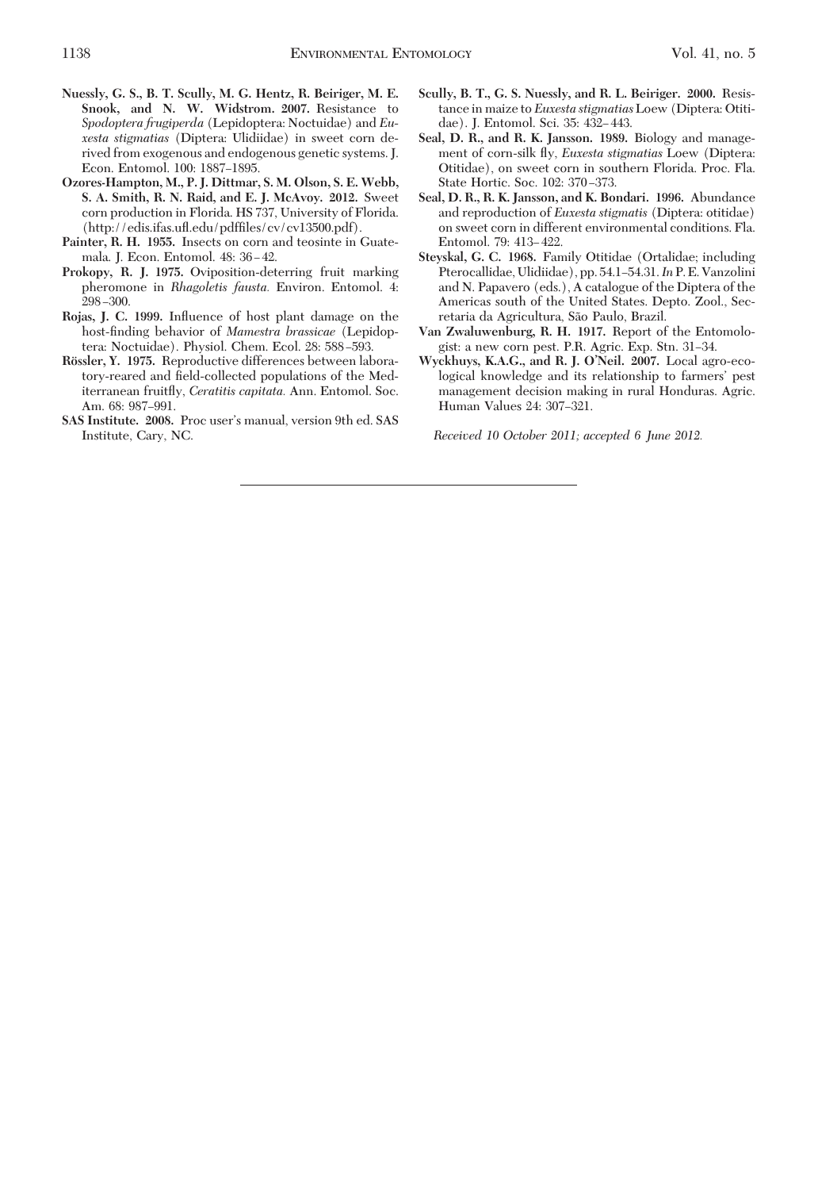**Nuessly, G. S., B. T. Scully, M. G. Hentz, R. Beiriger, M. E. Snook, and N. W. Widstrom. 2007.** Resistance to *Spodoptera frugiperda* (Lepidoptera: Noctuidae) and *Euxesta stigmatias* (Diptera: Ulidiidae) in sweet corn derived from exogenous and endogenous genetic systems. J. Econ. Entomol. 100: 1887–1895.

**Ozores-Hampton, M., P. J. Dittmar, S. M. Olson, S. E. Webb, S. A. Smith, R. N. Raid, and E. J. McAvoy. 2012.** Sweet corn production in Florida. HS 737, University of Florida. (http://edis.ifas.ufl.edu/pdffiles/cv/cv13500.pdf).

**Painter, R. H. 1955.** Insects on corn and teosinte in Guatemala. J. Econ. Entomol. 48: 36–42.

**Prokopy, R. J. 1975.** Oviposition-deterring fruit marking pheromone in *Rhagoletis fausta.* Environ. Entomol. 4: 298–300.

**Rojas, J. C. 1999.** Influence of host plant damage on the host-finding behavior of *Mamestra brassicae* (Lepidoptera: Noctuidae). Physiol. Chem. Ecol. 28: 588–593.

**Rössler, Y. 1975.** Reproductive differences between laboratory-reared and field-collected populations of the Mediterranean fruitfly, *Ceratitis capitata.* Ann. Entomol. Soc. Am. 68: 987–991.

**SAS Institute. 2008.** Proc user's manual, version 9th ed. SAS Institute, Cary, NC.

**Scully, B. T., G. S. Nuessly, and R. L. Beiriger. 2000.** Resistance in maize to *Euxesta stigmatias* Loew (Diptera: Otitidae). J. Entomol. Sci. 35: 432–443.

**Seal, D. R., and R. K. Jansson. 1989.** Biology and management of corn-silk fly, *Euxesta stigmatias* Loew (Diptera: Otitidae), on sweet corn in southern Florida. Proc. Fla. State Hortic. Soc. 102: 370–373.

**Seal, D. R., R. K. Jansson, and K. Bondari. 1996.** Abundance and reproduction of *Euxesta stigmatis* (Diptera: otitidae) on sweet corn in different environmental conditions. Fla. Entomol. 79: 413–422.

**Steyskal, G. C. 1968.** Family Otitidae (Ortalidae; including Pterocallidae, Ulidiidae), pp. 54.1–54.31. *In* P. E. Vanzolini and N. Papavero (eds.), A catalogue of the Diptera of the Americas south of the United States. Depto. Zool., Secretaria da Agricultura, São Paulo, Brazil.

**Van Zwaluwenburg, R. H. 1917.** Report of the Entomologist: a new corn pest. P.R. Agric. Exp. Stn. 31–34.

**Wyckhuys, K.A.G., and R. J. O'Neil. 2007.** Local agro-ecological knowledge and its relationship to farmers' pest management decision making in rural Honduras. Agric. Human Values 24: 307–321.

*Received 10 October 2011; accepted 6 June 2012.*